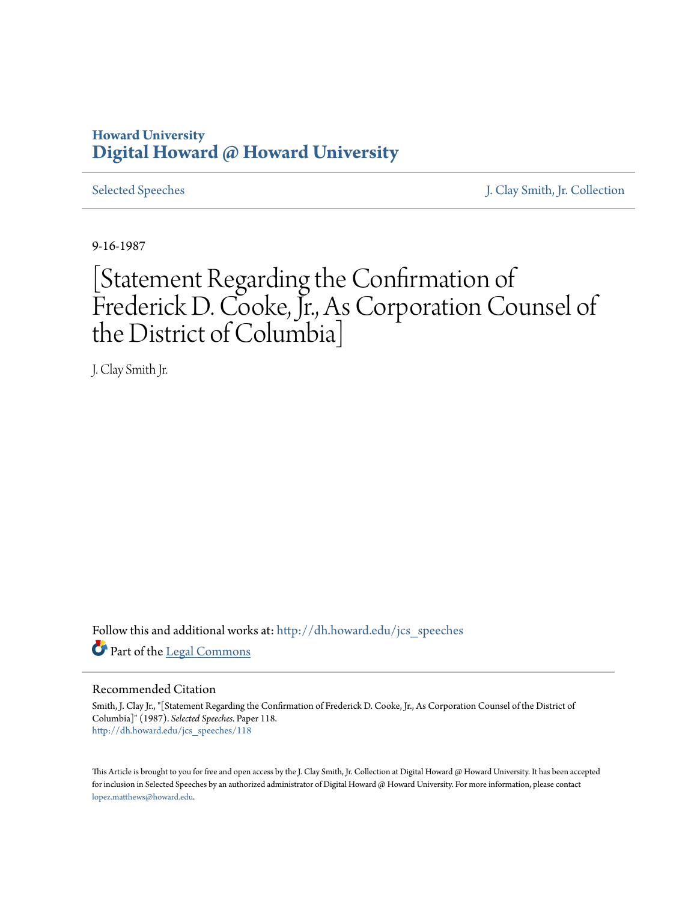Howard University
**Digital Howard @ Howard University**

Selected Speeches | J. Clay Smith, Jr. Collection

9-16-1987

# [Statement Regarding the Confirmation of Frederick D. Cooke, Jr., As Corporation Counsel of the District of Columbia]

J. Clay Smith Jr.

Follow this and additional works at: http://dh.howard.edu/jcs_speeches

Part of the Legal Commons

## Recommended Citation

Smith, J. Clay Jr., "[Statement Regarding the Confirmation of Frederick D. Cooke, Jr., As Corporation Counsel of the District of Columbia]" (1987). *Selected Speeches.* Paper 118.
http://dh.howard.edu/jcs_speeches/118

This Article is brought to you for free and open access by the J. Clay Smith, Jr. Collection at Digital Howard @ Howard University. It has been accepted for inclusion in Selected Speeches by an authorized administrator of Digital Howard @ Howard University. For more information, please contact lopez.matthews@howard.edu.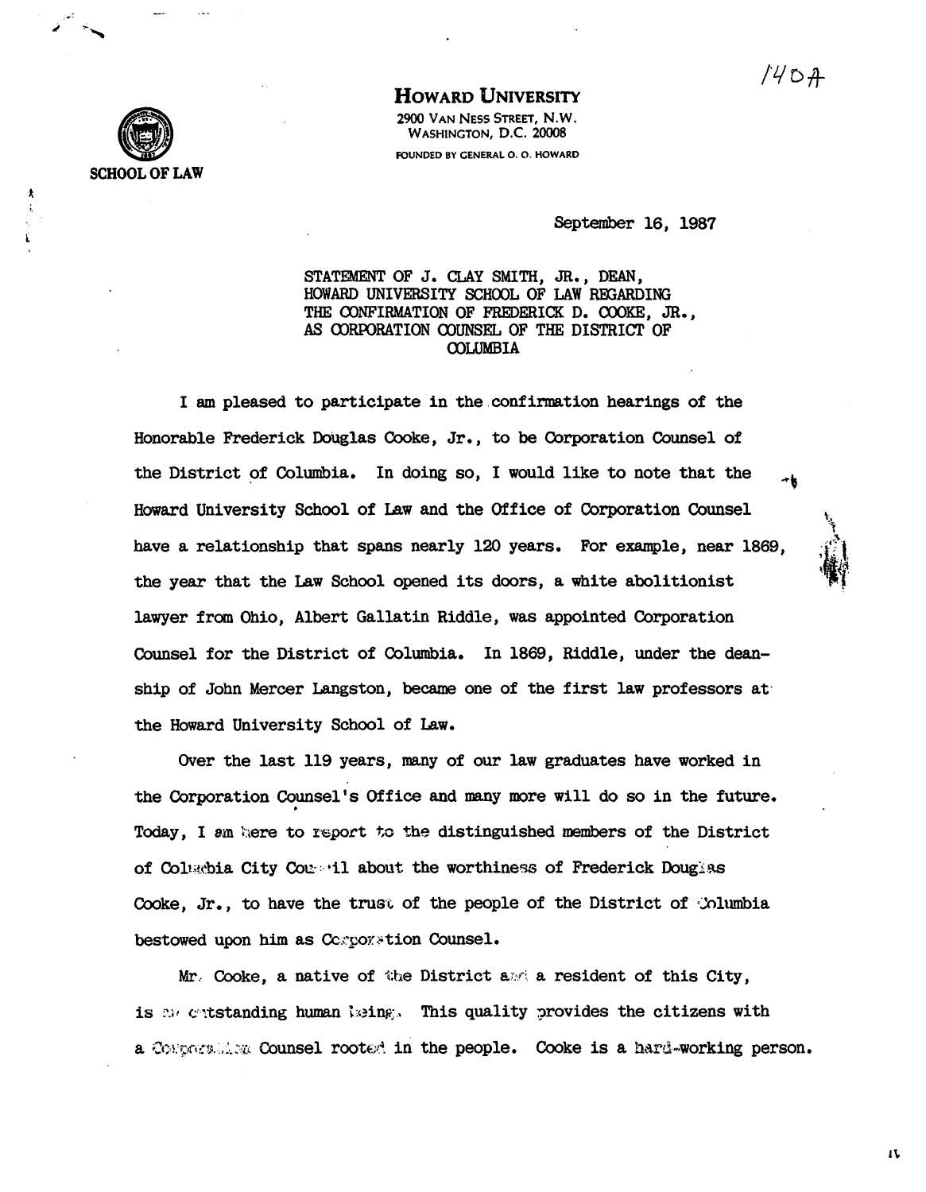# HOWARD UNIVERSITY

2900 VAN NESS STREET, N.W.
WASHINGTON, D.C. 20008

FOUNDED BY GENERAL O. O. HOWARD

SCHOOL OF LAW

September 16, 1987

STATEMENT OF J. CLAY SMITH, JR., DEAN, HOWARD UNIVERSITY SCHOOL OF LAW REGARDING THE CONFIRMATION OF FREDERICK D. COOKE, JR., AS CORPORATION COUNSEL OF THE DISTRICT OF COLUMBIA

I am pleased to participate in the confirmation hearings of the Honorable Frederick Douglas Cooke, Jr., to be Corporation Counsel of the District of Columbia. In doing so, I would like to note that the Howard University School of Law and the Office of Corporation Counsel have a relationship that spans nearly 120 years. For example, near 1869, the year that the Law School opened its doors, a white abolitionist lawyer from Ohio, Albert Gallatin Riddle, was appointed Corporation Counsel for the District of Columbia. In 1869, Riddle, under the deanship of John Mercer Langston, became one of the first law professors at the Howard University School of Law.

Over the last 119 years, many of our law graduates have worked in the Corporation Counsel's Office and many more will do so in the future. Today, I am here to report to the distinguished members of the District of Columbia City Council about the worthiness of Frederick Douglas Cooke, Jr., to have the trust of the people of the District of Columbia bestowed upon him as Corporation Counsel.

Mr. Cooke, a native of the District and a resident of this City, is an outstanding human being. This quality provides the citizens with a Corporation Counsel rooted in the people. Cooke is a hard-working person.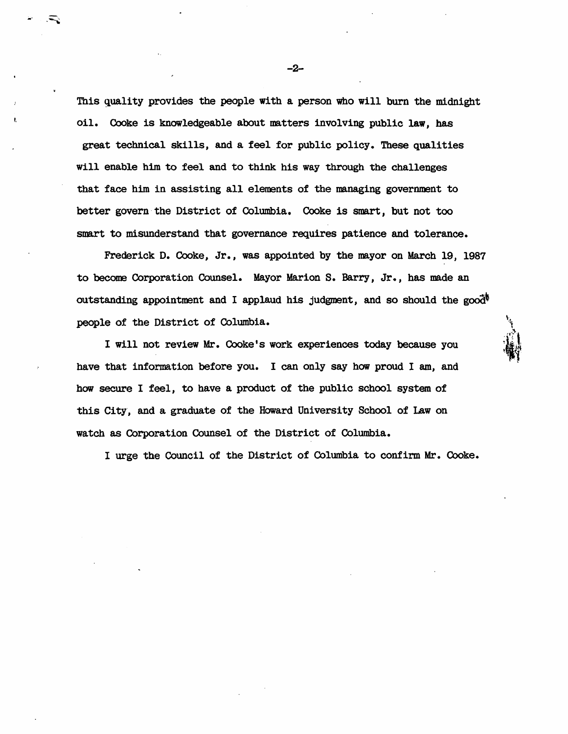This quality provides the people with a person who will burn the midnight oil. Cooke is knowledgeable about matters involving public law, has great technical skills, and a feel for public policy. These qualities will enable him to feel and to think his way through the challenges that face him in assisting all elements of the managing government to better govern the District of Columbia. Cooke is smart, but not too smart to misunderstand that governance requires patience and tolerance.

Frederick D. Cooke, Jr., was appointed by the mayor on March 19, 1987 to become Corporation Counsel. Mayor Marion S. Barry, Jr., has made an outstanding appointment and I applaud his judgment, and so should the good people of the District of Columbia.

I will not review Mr. Cooke's work experiences today because you have that information before you. I can only say how proud I am, and how secure I feel, to have a product of the public school system of this City, and a graduate of the Howard University School of Law on watch as Corporation Counsel of the District of Columbia.

I urge the Council of the District of Columbia to confirm Mr. Cooke.